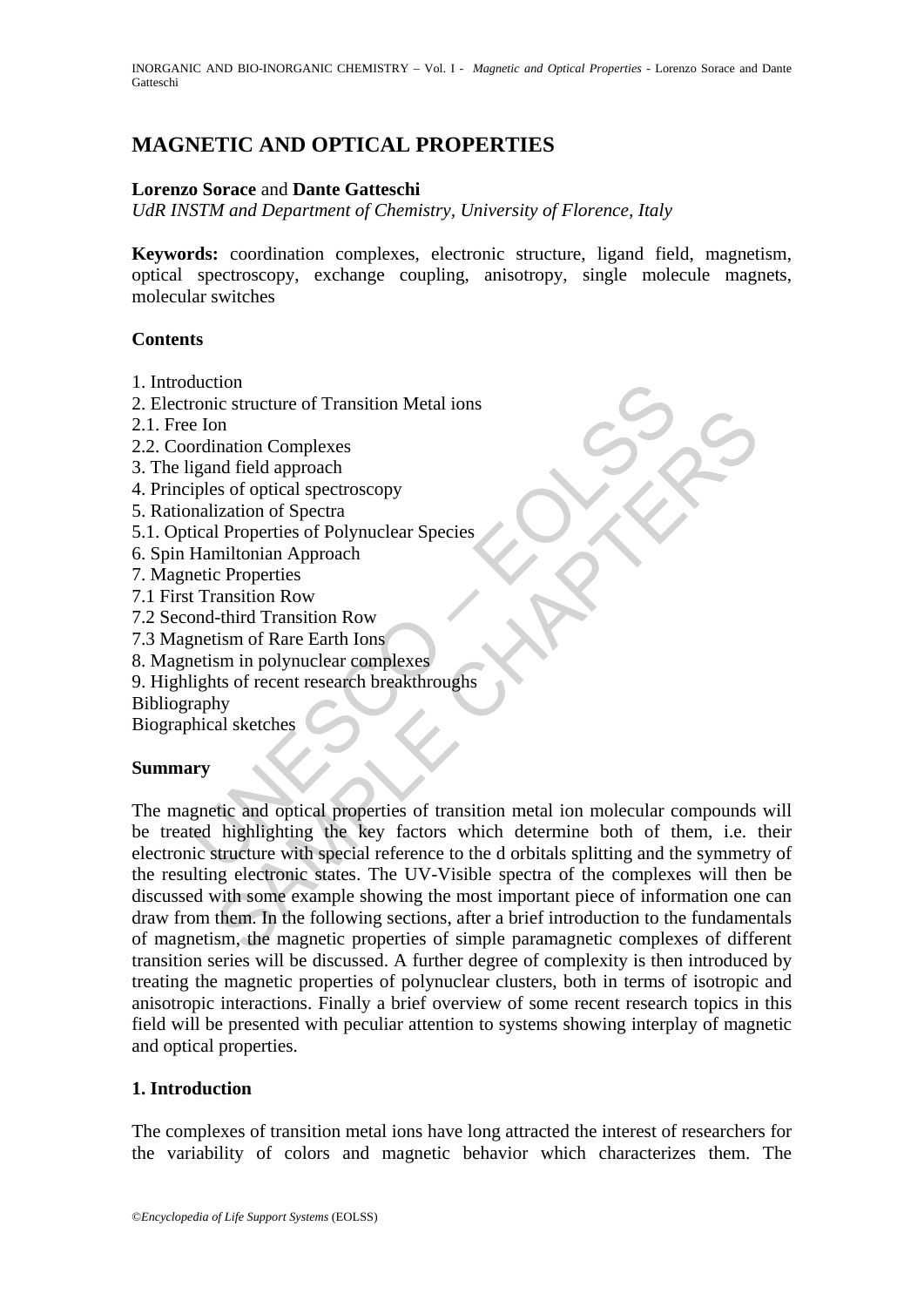# MAGNETIC AND OPTICAL PROPERTIES

**Lorenzo Sorace** and **Dante Gatteschi**

*UdR INSTM and Department of Chemistry, University of Florence, Italy*

**Keywords:** coordination complexes, electronic structure, ligand field, magnetism, optical spectroscopy, exchange coupling, anisotropy, single molecule magnets, molecular switches

## Contents

1. Introduction
2. Electronic structure of Transition Metal ions
2.1. Free Ion
2.2. Coordination Complexes
3. The ligand field approach
4. Principles of optical spectroscopy
5. Rationalization of Spectra
5.1. Optical Properties of Polynuclear Species
6. Spin Hamiltonian Approach
7. Magnetic Properties
7.1 First Transition Row
7.2 Second-third Transition Row
7.3 Magnetism of Rare Earth Ions
8. Magnetism in polynuclear complexes
9. Highlights of recent research breakthroughs

Bibliography

Biographical sketches

## Summary

The magnetic and optical properties of transition metal ion molecular compounds will be treated highlighting the key factors which determine both of them, i.e. their electronic structure with special reference to the d orbitals splitting and the symmetry of the resulting electronic states. The UV-Visible spectra of the complexes will then be discussed with some example showing the most important piece of information one can draw from them. In the following sections, after a brief introduction to the fundamentals of magnetism, the magnetic properties of simple paramagnetic complexes of different transition series will be discussed. A further degree of complexity is then introduced by treating the magnetic properties of polynuclear clusters, both in terms of isotropic and anisotropic interactions. Finally a brief overview of some recent research topics in this field will be presented with peculiar attention to systems showing interplay of magnetic and optical properties.

## 1. Introduction

The complexes of transition metal ions have long attracted the interest of researchers for the variability of colors and magnetic behavior which characterizes them. The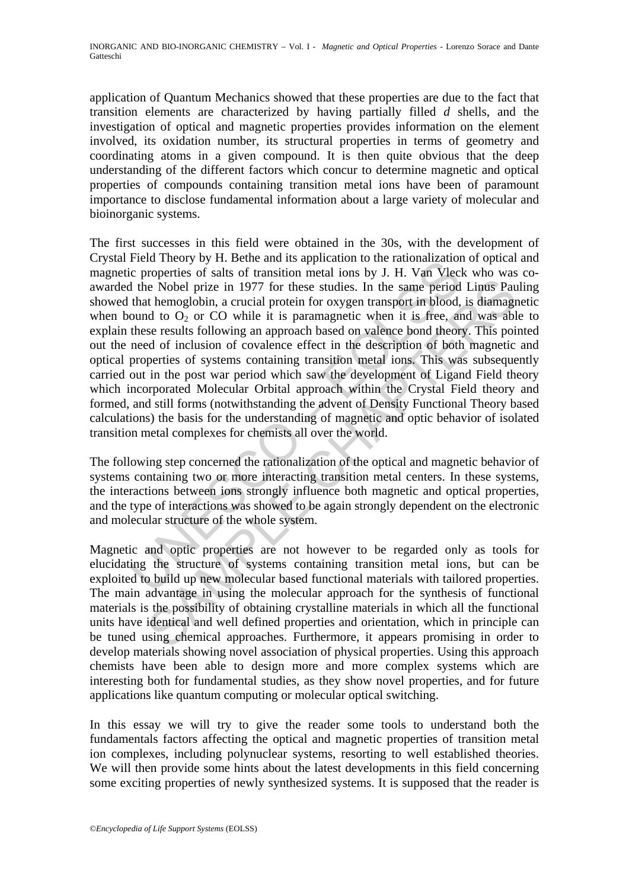application of Quantum Mechanics showed that these properties are due to the fact that transition elements are characterized by having partially filled *d* shells, and the investigation of optical and magnetic properties provides information on the element involved, its oxidation number, its structural properties in terms of geometry and coordinating atoms in a given compound. It is then quite obvious that the deep understanding of the different factors which concur to determine magnetic and optical properties of compounds containing transition metal ions have been of paramount importance to disclose fundamental information about a large variety of molecular and bioinorganic systems.

The first successes in this field were obtained in the 30s, with the development of Crystal Field Theory by H. Bethe and its application to the rationalization of optical and magnetic properties of salts of transition metal ions by J. H. Van Vleck who was co-awarded the Nobel prize in 1977 for these studies. In the same period Linus Pauling showed that hemoglobin, a crucial protein for oxygen transport in blood, is diamagnetic when bound to $O_2$ or CO while it is paramagnetic when it is free, and was able to explain these results following an approach based on valence bond theory. This pointed out the need of inclusion of covalence effect in the description of both magnetic and optical properties of systems containing transition metal ions. This was subsequently carried out in the post war period which saw the development of Ligand Field theory which incorporated Molecular Orbital approach within the Crystal Field theory and formed, and still forms (notwithstanding the advent of Density Functional Theory based calculations) the basis for the understanding of magnetic and optic behavior of isolated transition metal complexes for chemists all over the world.

The following step concerned the rationalization of the optical and magnetic behavior of systems containing two or more interacting transition metal centers. In these systems, the interactions between ions strongly influence both magnetic and optical properties, and the type of interactions was showed to be again strongly dependent on the electronic and molecular structure of the whole system.

Magnetic and optic properties are not however to be regarded only as tools for elucidating the structure of systems containing transition metal ions, but can be exploited to build up new molecular based functional materials with tailored properties. The main advantage in using the molecular approach for the synthesis of functional materials is the possibility of obtaining crystalline materials in which all the functional units have identical and well defined properties and orientation, which in principle can be tuned using chemical approaches. Furthermore, it appears promising in order to develop materials showing novel association of physical properties. Using this approach chemists have been able to design more and more complex systems which are interesting both for fundamental studies, as they show novel properties, and for future applications like quantum computing or molecular optical switching.

In this essay we will try to give the reader some tools to understand both the fundamentals factors affecting the optical and magnetic properties of transition metal ion complexes, including polynuclear systems, resorting to well established theories. We will then provide some hints about the latest developments in this field concerning some exciting properties of newly synthesized systems. It is supposed that the reader is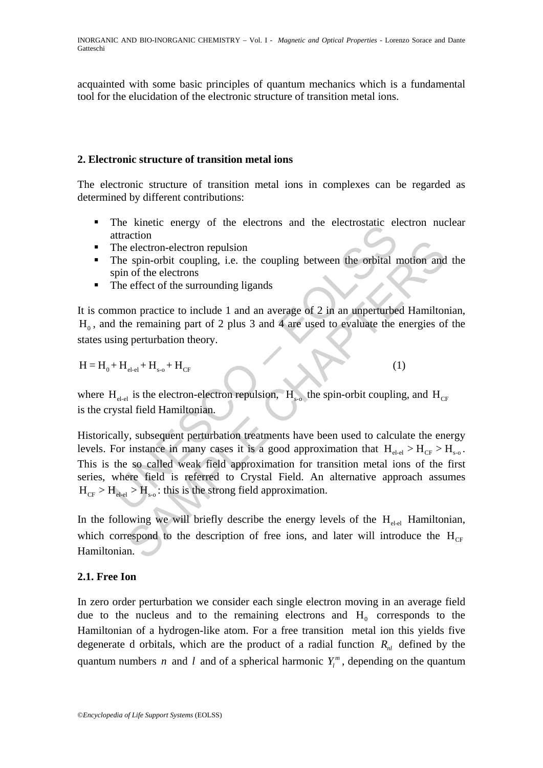acquainted with some basic principles of quantum mechanics which is a fundamental tool for the elucidation of the electronic structure of transition metal ions.

## 2. Electronic structure of transition metal ions

The electronic structure of transition metal ions in complexes can be regarded as determined by different contributions:

- The kinetic energy of the electrons and the electrostatic electron nuclear attraction
- The electron-electron repulsion
- The spin-orbit coupling, i.e. the coupling between the orbital motion and the spin of the electrons
- The effect of the surrounding ligands

It is common practice to include 1 and an average of 2 in an unperturbed Hamiltonian, $H_0$, and the remaining part of 2 plus 3 and 4 are used to evaluate the energies of the states using perturbation theory.

$$H = H_0 + H_{el\text{-}el} + H_{s\text{-}o} + H_{CF} \quad (1)$$

where $H_{el\text{-}el}$ is the electron-electron repulsion, $H_{s\text{-}o}$ the spin-orbit coupling, and $H_{CF}$ is the crystal field Hamiltonian.

Historically, subsequent perturbation treatments have been used to calculate the energy levels. For instance in many cases it is a good approximation that $H_{el\text{-}el} > H_{CF} > H_{s\text{-}o}$. This is the so called weak field approximation for transition metal ions of the first series, where field is referred to Crystal Field. An alternative approach assumes $H_{CF} > H_{el\text{-}el} > H_{s\text{-}o}$: this is the strong field approximation.

In the following we will briefly describe the energy levels of the $H_{el\text{-}el}$ Hamiltonian, which correspond to the description of free ions, and later will introduce the $H_{CF}$ Hamiltonian.

### 2.1. Free Ion

In zero order perturbation we consider each single electron moving in an average field due to the nucleus and to the remaining electrons and $H_0$ corresponds to the Hamiltonian of a hydrogen-like atom. For a free transition metal ion this yields five degenerate d orbitals, which are the product of a radial function $R_{nl}$ defined by the quantum numbers $n$ and $l$ and of a spherical harmonic $Y_l^m$, depending on the quantum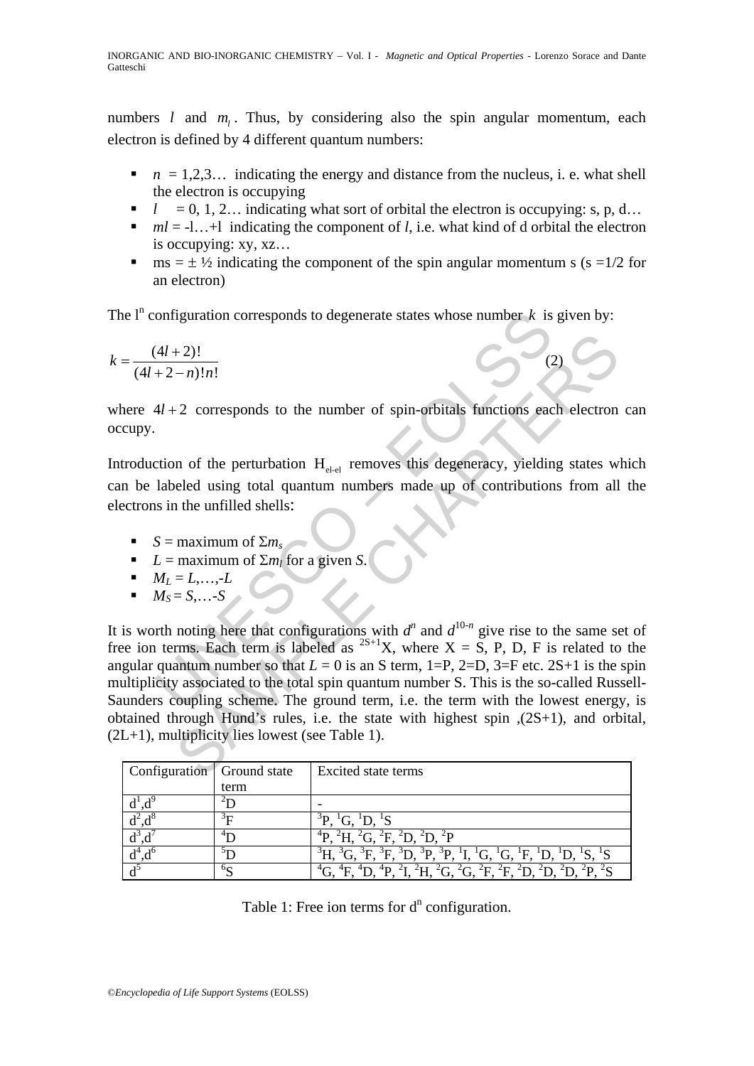numbers $l$ and $m_l$. Thus, by considering also the spin angular momentum, each electron is defined by 4 different quantum numbers:

- $n$ = 1,2,3… indicating the energy and distance from the nucleus, i. e. what shell the electron is occupying
- $l$ = 0, 1, 2… indicating what sort of orbital the electron is occupying: s, p, d…
- $ml$ = -l…+l indicating the component of $l$, i.e. what kind of d orbital the electron is occupying: xy, xz…
- ms = ± ½ indicating the component of the spin angular momentum s (s =1/2 for an electron)

The $l^n$ configuration corresponds to degenerate states whose number $k$ is given by:

$$k = \frac{(4l+2)!}{(4l+2-n)!n!} \quad (2)$$

where $4l+2$ corresponds to the number of spin-orbitals functions each electron can occupy.

Introduction of the perturbation $H_{el\text{-}el}$ removes this degeneracy, yielding states which can be labeled using total quantum numbers made up of contributions from all the electrons in the unfilled shells:

- $S$ = maximum of $\Sigma m_s$
- $L$ = maximum of $\Sigma m_l$ for a given $S$.
- $M_L = L,\ldots,-L$
- $M_S = S,\ldots-S$

It is worth noting here that configurations with $d^n$ and $d^{10-n}$ give rise to the same set of free ion terms. Each term is labeled as $^{2S+1}X$, where X = S, P, D, F is related to the angular quantum number so that $L$ = 0 is an S term, 1=P, 2=D, 3=F etc. 2S+1 is the spin multiplicity associated to the total spin quantum number S. This is the so-called Russell-Saunders coupling scheme. The ground term, i.e. the term with the lowest energy, is obtained through Hund's rules, i.e. the state with highest spin ,(2S+1), and orbital, (2L+1), multiplicity lies lowest (see Table 1).

| Configuration | Ground state term | Excited state terms |
|---|---|---|
| $d^1$,$d^9$ | $^2D$ | - |
| $d^2$,$d^8$ | $^3F$ | $^3P$, $^1G$, $^1D$, $^1S$ |
| $d^3$,$d^7$ | $^4D$ | $^4P$, $^2H$, $^2G$, $^2F$, $^2D$, $^2D$, $^2P$ |
| $d^4$,$d^6$ | $^5D$ | $^3H$, $^3G$, $^3F$, $^3F$, $^3D$, $^3P$, $^3P$, $^1I$, $^1G$, $^1G$, $^1F$, $^1D$, $^1D$, $^1S$, $^1S$ |
| $d^5$ | $^6S$ | $^4G$, $^4F$, $^4D$, $^4P$, $^2I$, $^2H$, $^2G$, $^2G$, $^2F$, $^2F$, $^2D$, $^2D$, $^2D$, $^2P$, $^2S$ |

Table 1: Free ion terms for $d^n$ configuration.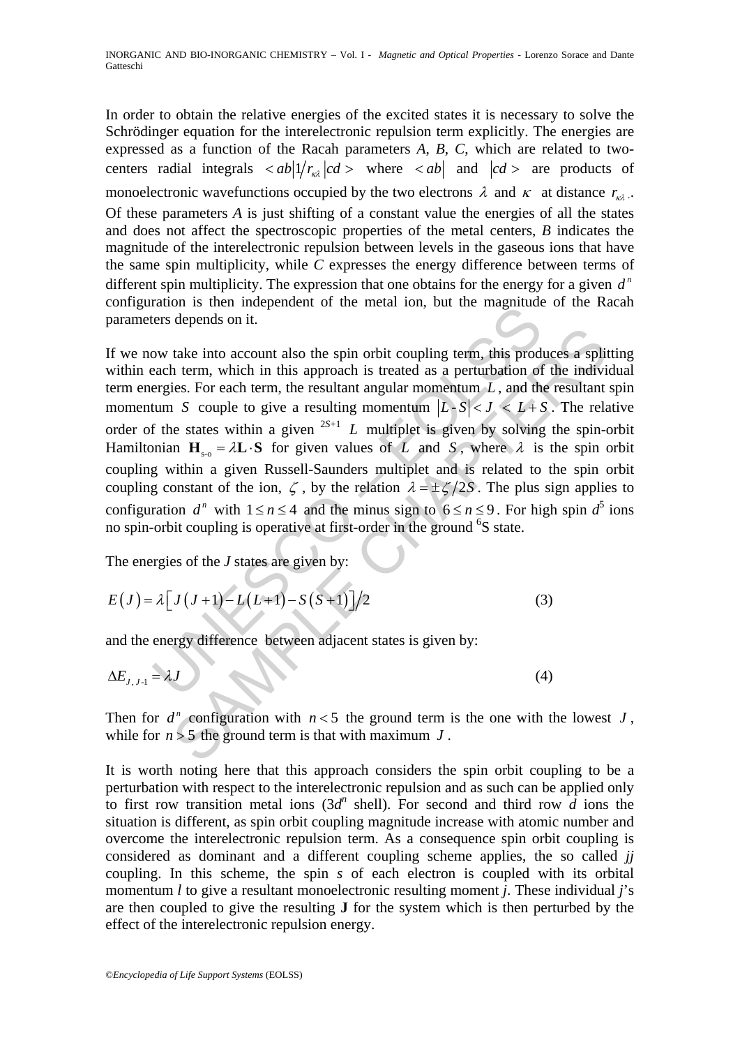In order to obtain the relative energies of the excited states it is necessary to solve the Schrödinger equation for the interelectronic repulsion term explicitly. The energies are expressed as a function of the Racah parameters *A*, *B*, *C*, which are related to two-centers radial integrals $<ab|1/r_{\kappa\lambda}|cd>$ where $<ab|$ and $|cd>$ are products of monoelectronic wavefunctions occupied by the two electrons $\lambda$ and $\kappa$ at distance $r_{\kappa\lambda}$. Of these parameters *A* is just shifting of a constant value the energies of all the states and does not affect the spectroscopic properties of the metal centers, *B* indicates the magnitude of the interelectronic repulsion between levels in the gaseous ions that have the same spin multiplicity, while *C* expresses the energy difference between terms of different spin multiplicity. The expression that one obtains for the energy for a given $d^n$ configuration is then independent of the metal ion, but the magnitude of the Racah parameters depends on it.

If we now take into account also the spin orbit coupling term, this produces a splitting within each term, which in this approach is treated as a perturbation of the individual term energies. For each term, the resultant angular momentum $L$, and the resultant spin momentum $S$ couple to give a resulting momentum $|L-S|< J < L+S$. The relative order of the states within a given $^{2S+1}L$ multiplet is given by solving the spin-orbit Hamiltonian $\mathbf{H}_{\text{s-o}} = \lambda \mathbf{L}\cdot\mathbf{S}$ for given values of $L$ and $S$, where $\lambda$ is the spin orbit coupling within a given Russell-Saunders multiplet and is related to the spin orbit coupling constant of the ion, $\zeta$, by the relation $\lambda = \pm\zeta/2S$. The plus sign applies to configuration $d^n$ with $1 \le n \le 4$ and the minus sign to $6 \le n \le 9$. For high spin $d^5$ ions no spin-orbit coupling is operative at first-order in the ground $^6$S state.

The energies of the *J* states are given by:

$$E(J) = \lambda\left[J(J+1) - L(L+1) - S(S+1)\right]/2 \tag{3}$$

and the energy difference between adjacent states is given by:

$$\Delta E_{J,\,J\text{-}1} = \lambda J \tag{4}$$

Then for $d^n$ configuration with $n<5$ the ground term is the one with the lowest $J$, while for $n>5$ the ground term is that with maximum $J$.

It is worth noting here that this approach considers the spin orbit coupling to be a perturbation with respect to the interelectronic repulsion and as such can be applied only to first row transition metal ions ($3d^n$ shell). For second and third row *d* ions the situation is different, as spin orbit coupling magnitude increase with atomic number and overcome the interelectronic repulsion term. As a consequence spin orbit coupling is considered as dominant and a different coupling scheme applies, the so called *jj* coupling. In this scheme, the spin *s* of each electron is coupled with its orbital momentum *l* to give a resultant monoelectronic resulting moment *j*. These individual *j*'s are then coupled to give the resulting **J** for the system which is then perturbed by the effect of the interelectronic repulsion energy.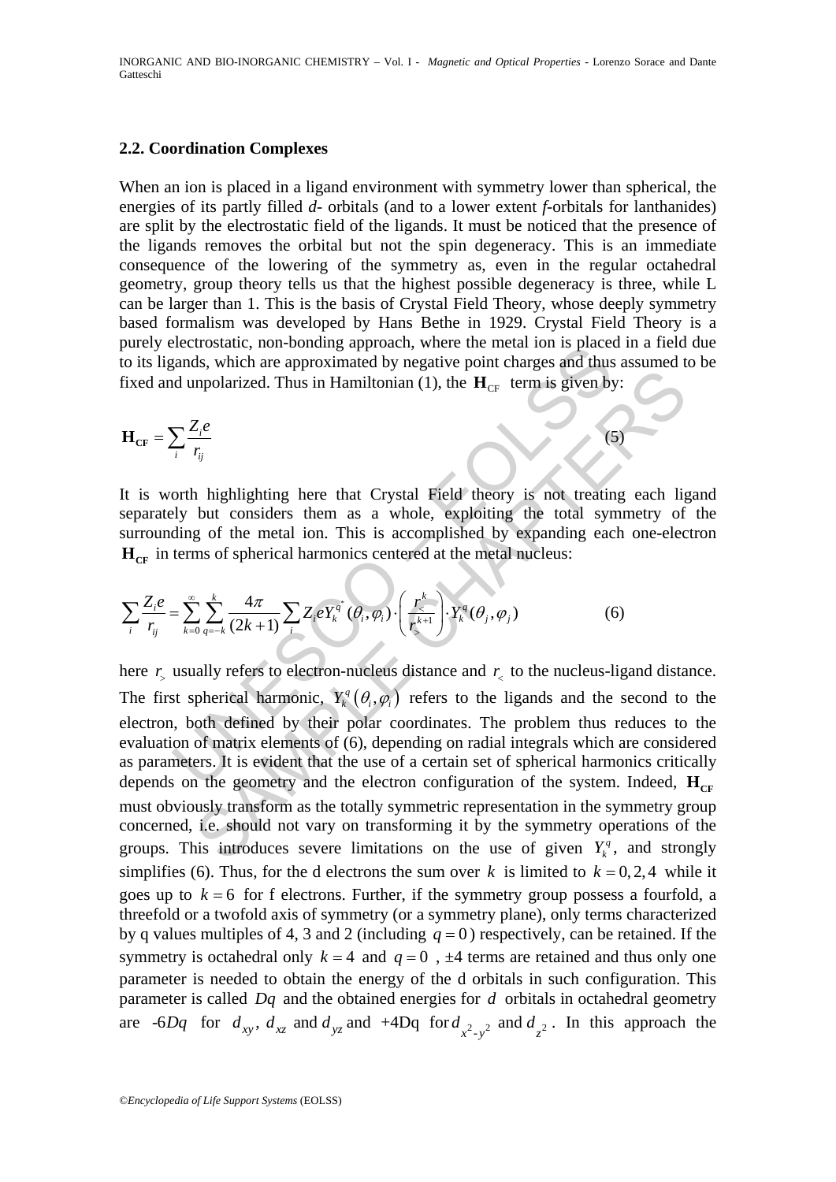### 2.2. Coordination Complexes

When an ion is placed in a ligand environment with symmetry lower than spherical, the energies of its partly filled *d*- orbitals (and to a lower extent *f*-orbitals for lanthanides) are split by the electrostatic field of the ligands. It must be noticed that the presence of the ligands removes the orbital but not the spin degeneracy. This is an immediate consequence of the lowering of the symmetry as, even in the regular octahedral geometry, group theory tells us that the highest possible degeneracy is three, while L can be larger than 1. This is the basis of Crystal Field Theory, whose deeply symmetry based formalism was developed by Hans Bethe in 1929. Crystal Field Theory is a purely electrostatic, non-bonding approach, where the metal ion is placed in a field due to its ligands, which are approximated by negative point charges and thus assumed to be fixed and unpolarized. Thus in Hamiltonian (1), the $\mathbf{H}_{\mathrm{CF}}$ term is given by:

$$\mathbf{H}_{\mathbf{CF}} = \sum_i \frac{Z_i e}{r_{ij}} \tag{5}$$

It is worth highlighting here that Crystal Field theory is not treating each ligand separately but considers them as a whole, exploiting the total symmetry of the surrounding of the metal ion. This is accomplished by expanding each one-electron $\mathbf{H}_{\mathbf{CF}}$ in terms of spherical harmonics centered at the metal nucleus:

$$\sum_i \frac{Z_i e}{r_{ij}} = \sum_{k=0}^{\infty} \sum_{q=-k}^{k} \frac{4\pi}{(2k+1)} \sum_i Z_i e Y_k^{q*}(\theta_i, \varphi_i) \cdot \left( \frac{r_<^k}{r_>^{k+1}} \right) \cdot Y_k^q(\theta_j, \varphi_j) \tag{6}$$

here $r_>$ usually refers to electron-nucleus distance and $r_<$ to the nucleus-ligand distance. The first spherical harmonic, $Y_k^q(\theta_i, \varphi_i)$ refers to the ligands and the second to the electron, both defined by their polar coordinates. The problem thus reduces to the evaluation of matrix elements of (6), depending on radial integrals which are considered as parameters. It is evident that the use of a certain set of spherical harmonics critically depends on the geometry and the electron configuration of the system. Indeed, $\mathbf{H}_{\mathbf{CF}}$ must obviously transform as the totally symmetric representation in the symmetry group concerned, i.e. should not vary on transforming it by the symmetry operations of the groups. This introduces severe limitations on the use of given $Y_k^q$, and strongly simplifies (6). Thus, for the d electrons the sum over $k$ is limited to $k = 0, 2, 4$ while it goes up to $k = 6$ for f electrons. Further, if the symmetry group possess a fourfold, a threefold or a twofold axis of symmetry (or a symmetry plane), only terms characterized by q values multiples of 4, 3 and 2 (including $q = 0$) respectively, can be retained. If the symmetry is octahedral only $k = 4$ and $q = 0$ , ±4 terms are retained and thus only one parameter is needed to obtain the energy of the d orbitals in such configuration. This parameter is called $Dq$ and the obtained energies for $d$ orbitals in octahedral geometry are -6$Dq$ for $d_{xy}$, $d_{xz}$ and $d_{yz}$ and +4Dq for $d_{x^2-y^2}$ and $d_{z^2}$. In this approach the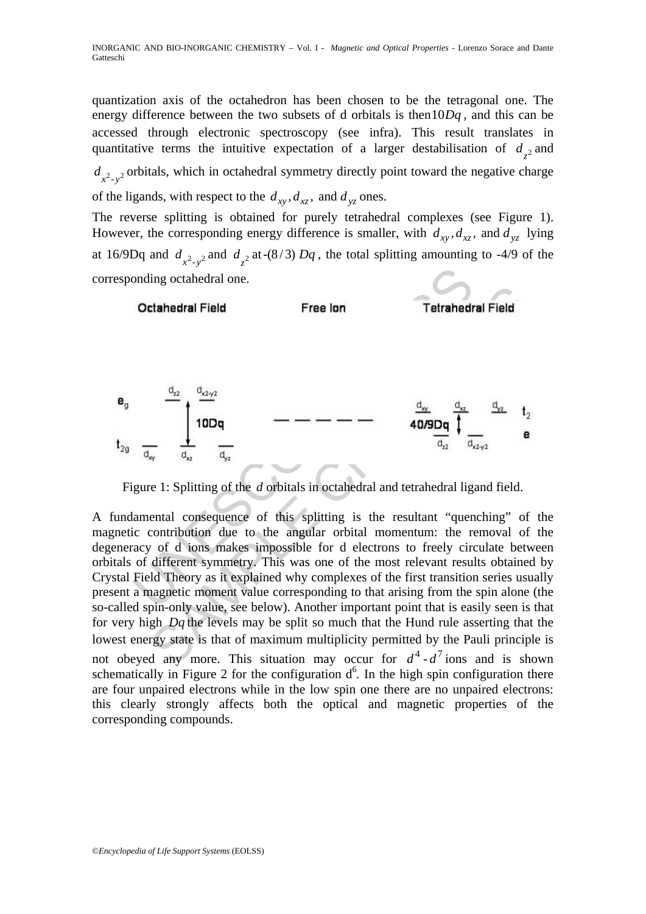quantization axis of the octahedron has been chosen to be the tetragonal one. The energy difference between the two subsets of d orbitals is then $10Dq$, and this can be accessed through electronic spectroscopy (see infra). This result translates in quantitative terms the intuitive expectation of a larger destabilisation of $d_{z^2}$ and $d_{x^2-y^2}$ orbitals, which in octahedral symmetry directly point toward the negative charge of the ligands, with respect to the $d_{xy}, d_{xz}$, and $d_{yz}$ ones.

The reverse splitting is obtained for purely tetrahedral complexes (see Figure 1). However, the corresponding energy difference is smaller, with $d_{xy}, d_{xz}$, and $d_{yz}$ lying at 16/9Dq and $d_{x^2-y^2}$ and $d_{z^2}$ at $-(8/3)\,Dq$, the total splitting amounting to -4/9 of the corresponding octahedral one.

Figure 1: Splitting of the $d$ orbitals in octahedral and tetrahedral ligand field.

A fundamental consequence of this splitting is the resultant "quenching" of the magnetic contribution due to the angular orbital momentum: the removal of the degeneracy of d ions makes impossible for d electrons to freely circulate between orbitals of different symmetry. This was one of the most relevant results obtained by Crystal Field Theory as it explained why complexes of the first transition series usually present a magnetic moment value corresponding to that arising from the spin alone (the so-called spin-only value, see below). Another important point that is easily seen is that for very high $Dq$ the levels may be split so much that the Hund rule asserting that the lowest energy state is that of maximum multiplicity permitted by the Pauli principle is not obeyed any more. This situation may occur for $d^4$ - $d^7$ ions and is shown schematically in Figure 2 for the configuration $d^6$. In the high spin configuration there are four unpaired electrons while in the low spin one there are no unpaired electrons: this clearly strongly affects both the optical and magnetic properties of the corresponding compounds.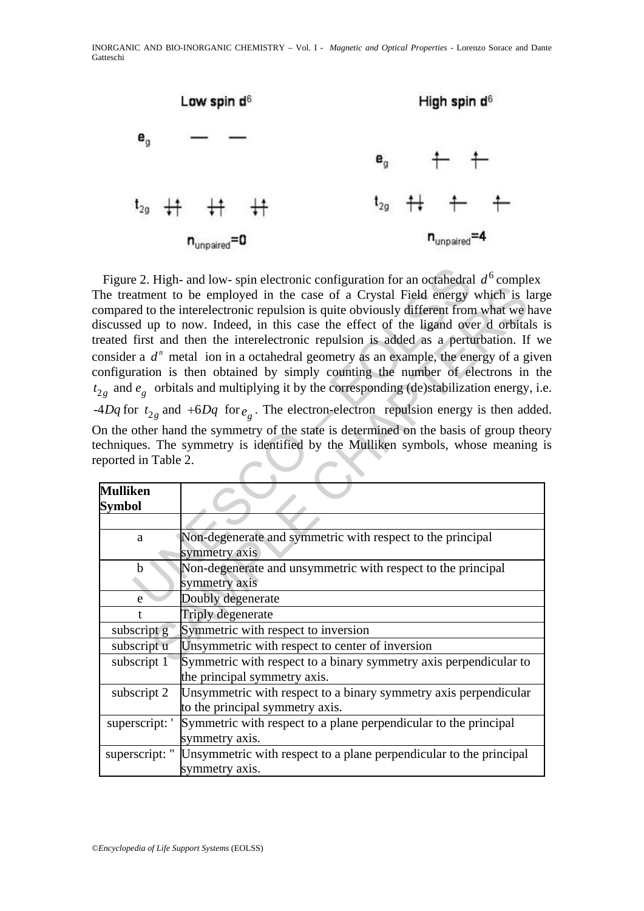Low spin $d^6$

$e_g$ — —

$t_{2g}$ ↑↓ ↑↓ ↑↓

$n_{unpaired}=0$

High spin $d^6$

$e_g$ ↑ ↑

$t_{2g}$ ↑↓ ↑ ↑

$n_{unpaired}=4$

Figure 2. High- and low- spin electronic configuration for an octahedral $d^6$ complex

The treatment to be employed in the case of a Crystal Field energy which is large compared to the interelectronic repulsion is quite obviously different from what we have discussed up to now. Indeed, in this case the effect of the ligand over d orbitals is treated first and then the interelectronic repulsion is added as a perturbation. If we consider a $d^n$ metal ion in a octahedral geometry as an example, the energy of a given configuration is then obtained by simply counting the number of electrons in the $t_{2g}$ and $e_g$ orbitals and multiplying it by the corresponding (de)stabilization energy, i.e. $-4Dq$ for $t_{2g}$ and $+6Dq$ for $e_g$. The electron-electron repulsion energy is then added. On the other hand the symmetry of the state is determined on the basis of group theory techniques. The symmetry is identified by the Mulliken symbols, whose meaning is reported in Table 2.

| **Mulliken Symbol** | |
|---|---|
| | |
| a | Non-degenerate and symmetric with respect to the principal symmetry axis |
| b | Non-degenerate and unsymmetric with respect to the principal symmetry axis |
| e | Doubly degenerate |
| t | Triply degenerate |
| subscript g | Symmetric with respect to inversion |
| subscript u | Unsymmetric with respect to center of inversion |
| subscript 1 | Symmetric with respect to a binary symmetry axis perpendicular to the principal symmetry axis. |
| subscript 2 | Unsymmetric with respect to a binary symmetry axis perpendicular to the principal symmetry axis. |
| superscript: ' | Symmetric with respect to a plane perpendicular to the principal symmetry axis. |
| superscript: " | Unsymmetric with respect to a plane perpendicular to the principal symmetry axis. |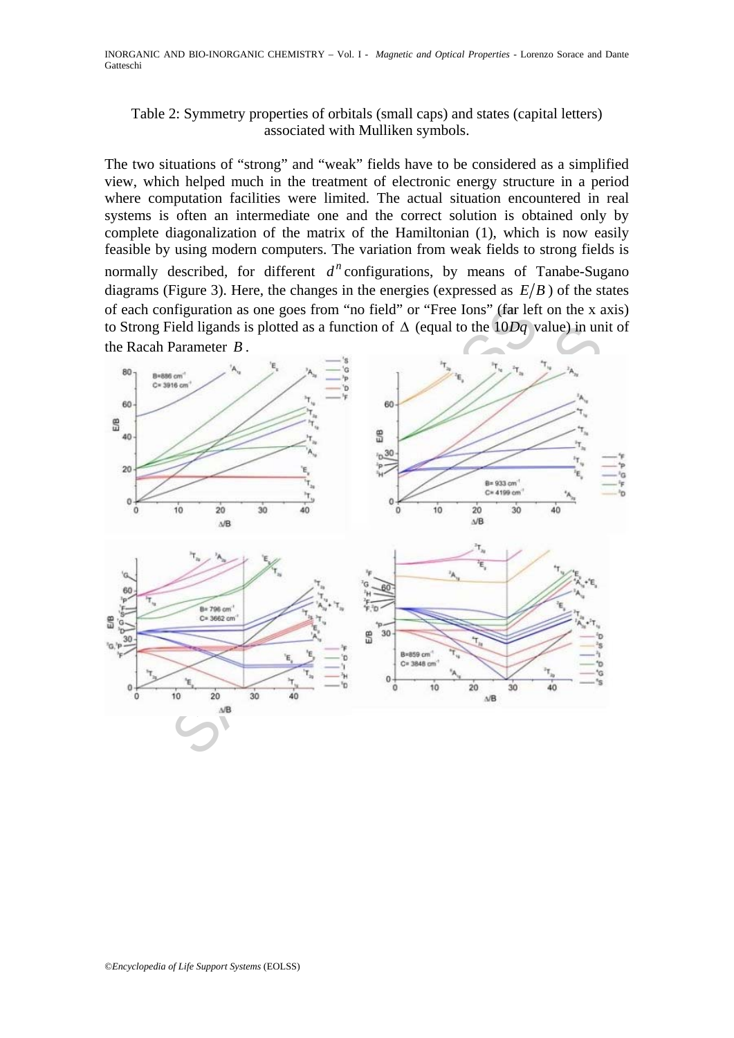Table 2: Symmetry properties of orbitals (small caps) and states (capital letters) associated with Mulliken symbols.

The two situations of "strong" and "weak" fields have to be considered as a simplified view, which helped much in the treatment of electronic energy structure in a period where computation facilities were limited. The actual situation encountered in real systems is often an intermediate one and the correct solution is obtained only by complete diagonalization of the matrix of the Hamiltonian (1), which is now easily feasible by using modern computers. The variation from weak fields to strong fields is normally described, for different $d^n$ configurations, by means of Tanabe-Sugano diagrams (Figure 3). Here, the changes in the energies (expressed as $E/B$) of the states of each configuration as one goes from "no field" or "Free Ions" (far left on the x axis) to Strong Field ligands is plotted as a function of $\Delta$ (equal to the $10Dq$ value) in unit of the Racah Parameter $B$.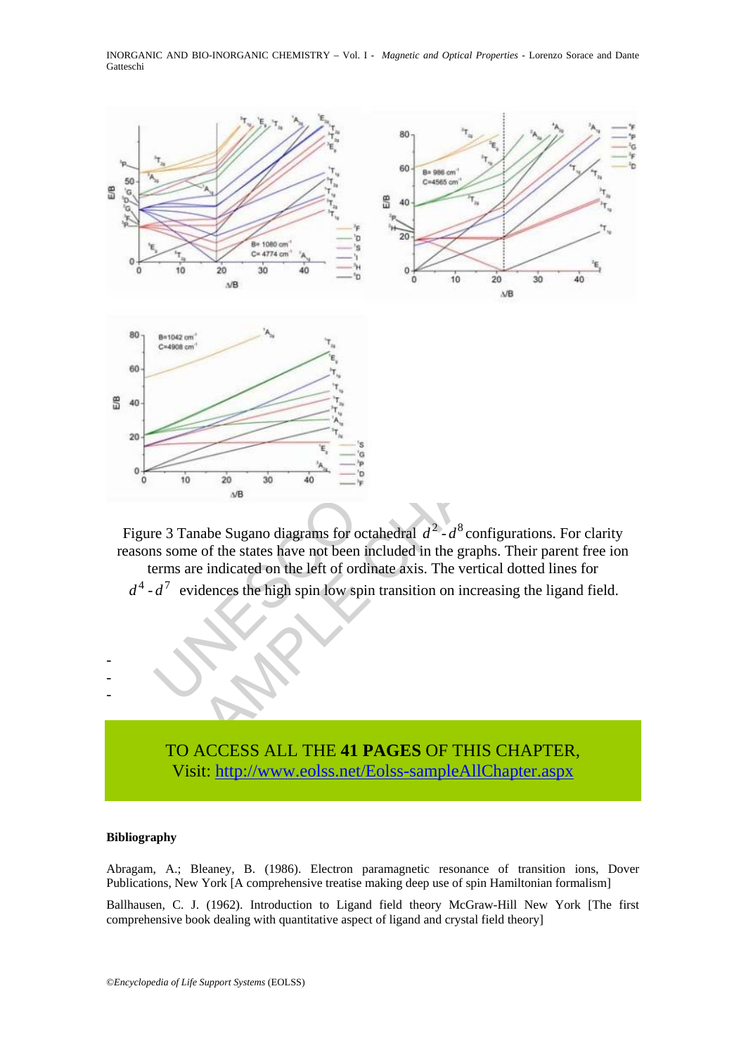Figure 3 Tanabe Sugano diagrams for octahedral $d^2$ - $d^8$ configurations. For clarity reasons some of the states have not been included in the graphs. Their parent free ion terms are indicated on the left of ordinate axis. The vertical dotted lines for $d^4$ - $d^7$ evidences the high spin low spin transition on increasing the ligand field.

-
-
-

TO ACCESS ALL THE **41 PAGES** OF THIS CHAPTER,
Visit: http://www.eolss.net/Eolss-sampleAllChapter.aspx

**Bibliography**

Abragam, A.; Bleaney, B. (1986). Electron paramagnetic resonance of transition ions, Dover Publications, New York [A comprehensive treatise making deep use of spin Hamiltonian formalism]

Ballhausen, C. J. (1962). Introduction to Ligand field theory McGraw-Hill New York [The first comprehensive book dealing with quantitative aspect of ligand and crystal field theory]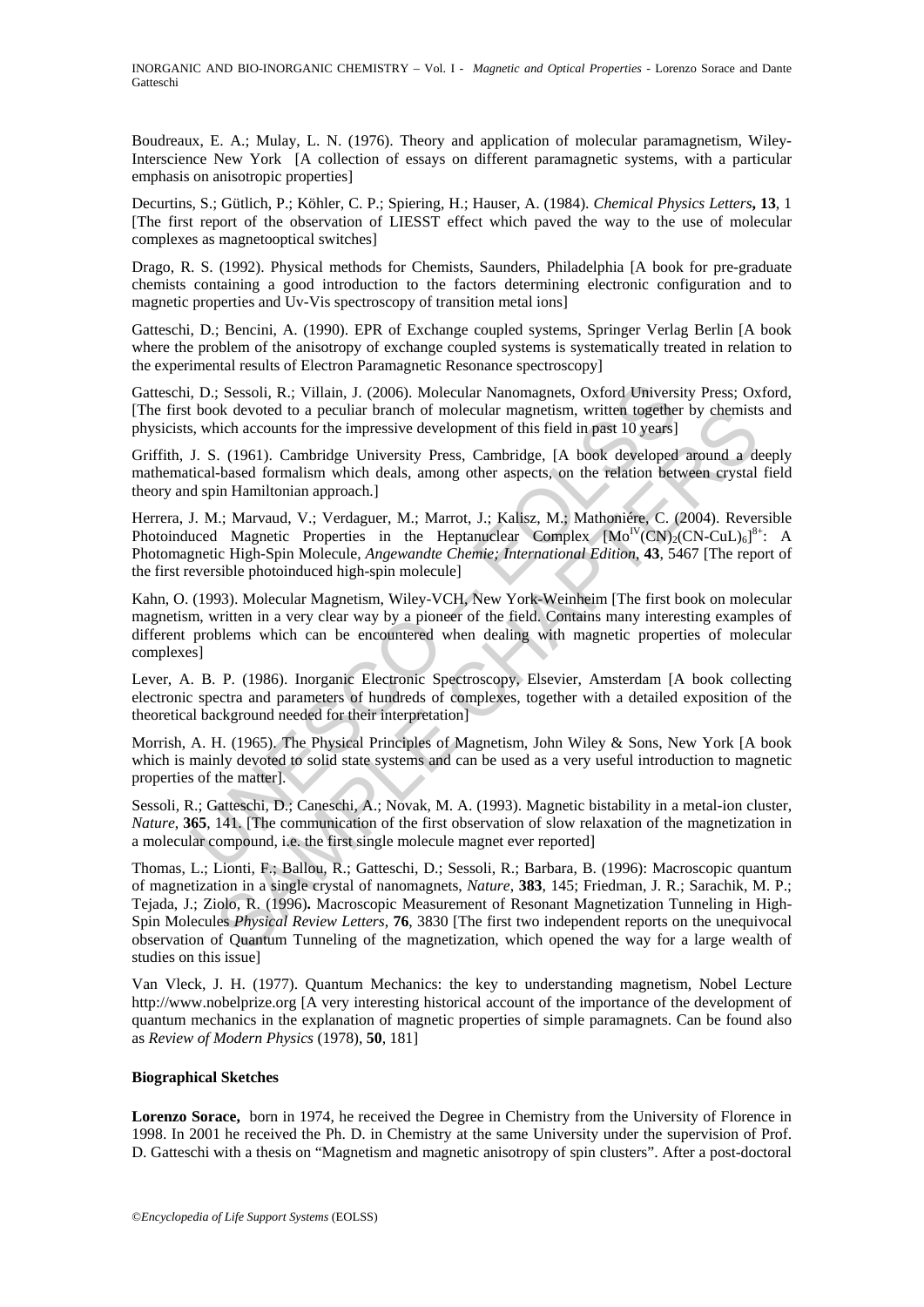Boudreaux, E. A.; Mulay, L. N. (1976). Theory and application of molecular paramagnetism, Wiley-Interscience New York [A collection of essays on different paramagnetic systems, with a particular emphasis on anisotropic properties]

Decurtins, S.; Gütlich, P.; Köhler, C. P.; Spiering, H.; Hauser, A. (1984). *Chemical Physics Letters*, **13**, 1 [The first report of the observation of LIESST effect which paved the way to the use of molecular complexes as magnetooptical switches]

Drago, R. S. (1992). Physical methods for Chemists, Saunders, Philadelphia [A book for pre-graduate chemists containing a good introduction to the factors determining electronic configuration and to magnetic properties and Uv-Vis spectroscopy of transition metal ions]

Gatteschi, D.; Bencini, A. (1990). EPR of Exchange coupled systems, Springer Verlag Berlin [A book where the problem of the anisotropy of exchange coupled systems is systematically treated in relation to the experimental results of Electron Paramagnetic Resonance spectroscopy]

Gatteschi, D.; Sessoli, R.; Villain, J. (2006). Molecular Nanomagnets, Oxford University Press; Oxford, [The first book devoted to a peculiar branch of molecular magnetism, written together by chemists and physicists, which accounts for the impressive development of this field in past 10 years]

Griffith, J. S. (1961). Cambridge University Press, Cambridge, [A book developed around a deeply mathematical-based formalism which deals, among other aspects, on the relation between crystal field theory and spin Hamiltonian approach.]

Herrera, J. M.; Marvaud, V.; Verdaguer, M.; Marrot, J.; Kalisz, M.; Mathoniére, C. (2004). Reversible Photoinduced Magnetic Properties in the Heptanuclear Complex $[Mo^{IV}(CN)_2(CN\text{-}CuL)_6]^{8+}$: A Photomagnetic High-Spin Molecule, *Angewandte Chemie; International Edition*, **43**, 5467 [The report of the first reversible photoinduced high-spin molecule]

Kahn, O. (1993). Molecular Magnetism, Wiley-VCH, New York-Weinheim [The first book on molecular magnetism, written in a very clear way by a pioneer of the field. Contains many interesting examples of different problems which can be encountered when dealing with magnetic properties of molecular complexes]

Lever, A. B. P. (1986). Inorganic Electronic Spectroscopy, Elsevier, Amsterdam [A book collecting electronic spectra and parameters of hundreds of complexes, together with a detailed exposition of the theoretical background needed for their interpretation]

Morrish, A. H. (1965). The Physical Principles of Magnetism, John Wiley & Sons, New York [A book which is mainly devoted to solid state systems and can be used as a very useful introduction to magnetic properties of the matter].

Sessoli, R.; Gatteschi, D.; Caneschi, A.; Novak, M. A. (1993). Magnetic bistability in a metal-ion cluster, *Nature*, **365**, 141. [The communication of the first observation of slow relaxation of the magnetization in a molecular compound, i.e. the first single molecule magnet ever reported]

Thomas, L.; Lionti, F.; Ballou, R.; Gatteschi, D.; Sessoli, R.; Barbara, B. (1996): Macroscopic quantum of magnetization in a single crystal of nanomagnets, *Nature*, **383**, 145; Friedman, J. R.; Sarachik, M. P.; Tejada, J.; Ziolo, R. (1996). Macroscopic Measurement of Resonant Magnetization Tunneling in High-Spin Molecules *Physical Review Letters*, **76**, 3830 [The first two independent reports on the unequivocal observation of Quantum Tunneling of the magnetization, which opened the way for a large wealth of studies on this issue]

Van Vleck, J. H. (1977). Quantum Mechanics: the key to understanding magnetism, Nobel Lecture http://www.nobelprize.org [A very interesting historical account of the importance of the development of quantum mechanics in the explanation of magnetic properties of simple paramagnets. Can be found also as *Review of Modern Physics* (1978), **50**, 181]

**Biographical Sketches**

**Lorenzo Sorace,** born in 1974, he received the Degree in Chemistry from the University of Florence in 1998. In 2001 he received the Ph. D. in Chemistry at the same University under the supervision of Prof. D. Gatteschi with a thesis on "Magnetism and magnetic anisotropy of spin clusters". After a post-doctoral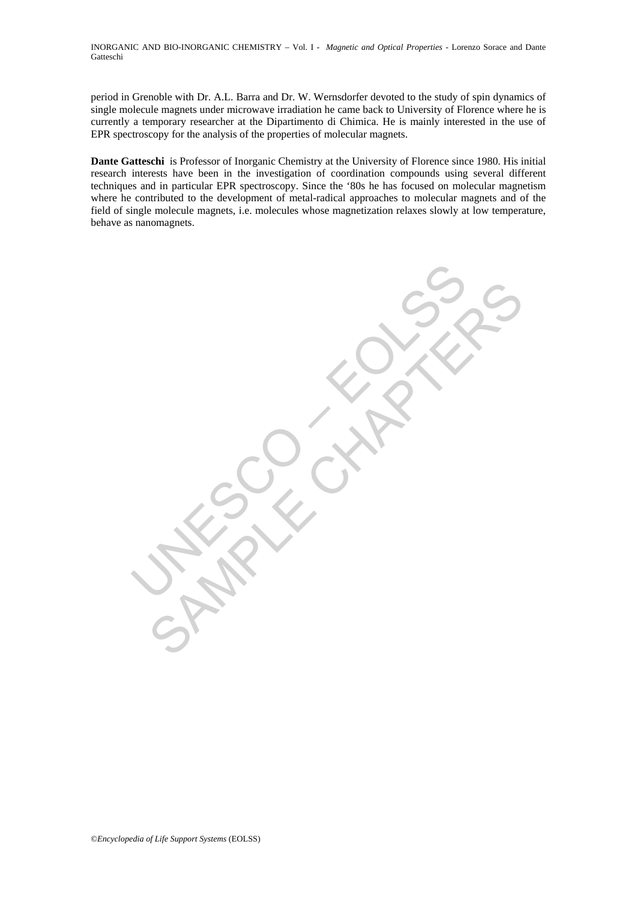period in Grenoble with Dr. A.L. Barra and Dr. W. Wernsdorfer devoted to the study of spin dynamics of single molecule magnets under microwave irradiation he came back to University of Florence where he is currently a temporary researcher at the Dipartimento di Chimica. He is mainly interested in the use of EPR spectroscopy for the analysis of the properties of molecular magnets.

**Dante Gatteschi** is Professor of Inorganic Chemistry at the University of Florence since 1980. His initial research interests have been in the investigation of coordination compounds using several different techniques and in particular EPR spectroscopy. Since the '80s he has focused on molecular magnetism where he contributed to the development of metal-radical approaches to molecular magnets and of the field of single molecule magnets, i.e. molecules whose magnetization relaxes slowly at low temperature, behave as nanomagnets.